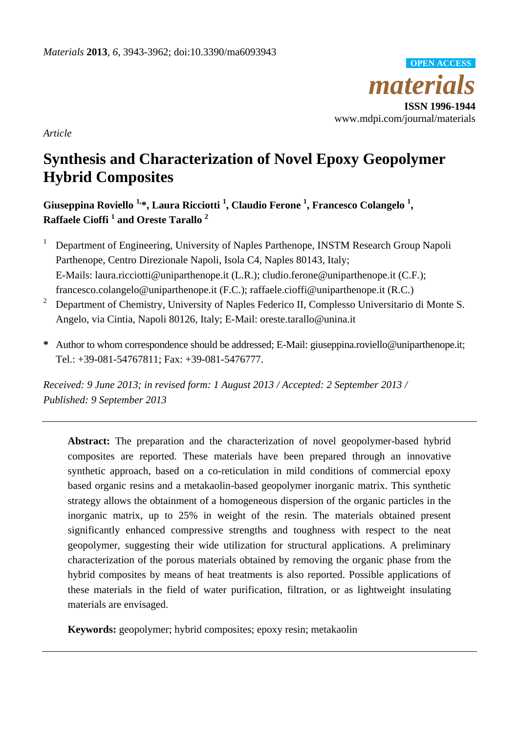*Article*

# Synthesis and Characterization of Novel Epoxy Geopolymer Hybrid Composites

**Giuseppina Roviello [1,*], Laura Ricciotti [1], Claudio Ferone [1], Francesco Colangelo [1], Raffaele Cioffi [1] and Oreste Tarallo [2]**

[1] Department of Engineering, University of Naples Parthenope, INSTM Research Group Napoli Parthenope, Centro Direzionale Napoli, Isola C4, Naples 80143, Italy; E-Mails: laura.ricciotti@uniparthenope.it (L.R.); cludio.ferone@uniparthenope.it (C.F.); francesco.colangelo@uniparthenope.it (F.C.); raffaele.cioffi@uniparthenope.it (R.C.)

[2] Department of Chemistry, University of Naples Federico II, Complesso Universitario di Monte S. Angelo, via Cintia, Napoli 80126, Italy; E-Mail: oreste.tarallo@unina.it

**\*** Author to whom correspondence should be addressed; E-Mail: giuseppina.roviello@uniparthenope.it; Tel.: +39-081-54767811; Fax: +39-081-5476777.

*Received: 9 June 2013; in revised form: 1 August 2013 / Accepted: 2 September 2013 / Published: 9 September 2013*

---

**Abstract:** The preparation and the characterization of novel geopolymer-based hybrid composites are reported. These materials have been prepared through an innovative synthetic approach, based on a co-reticulation in mild conditions of commercial epoxy based organic resins and a metakaolin-based geopolymer inorganic matrix. This synthetic strategy allows the obtainment of a homogeneous dispersion of the organic particles in the inorganic matrix, up to 25% in weight of the resin. The materials obtained present significantly enhanced compressive strengths and toughness with respect to the neat geopolymer, suggesting their wide utilization for structural applications. A preliminary characterization of the porous materials obtained by removing the organic phase from the hybrid composites by means of heat treatments is also reported. Possible applications of these materials in the field of water purification, filtration, or as lightweight insulating materials are envisaged.

**Keywords:** geopolymer; hybrid composites; epoxy resin; metakaolin

---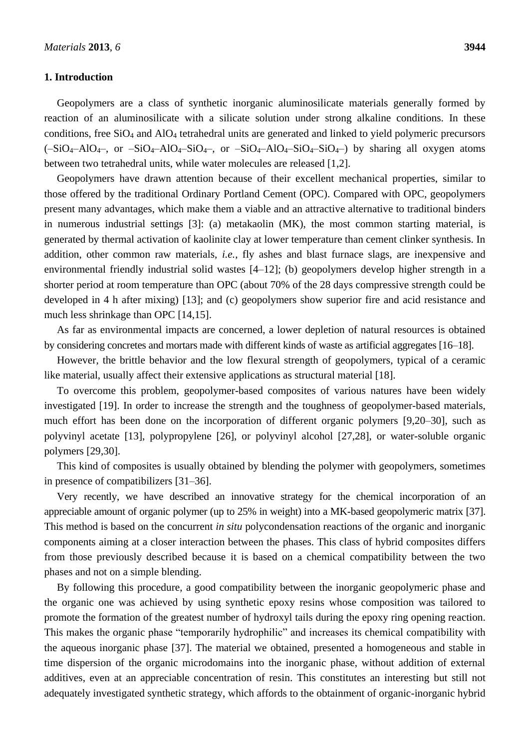## 1. Introduction

Geopolymers are a class of synthetic inorganic aluminosilicate materials generally formed by reaction of an aluminosilicate with a silicate solution under strong alkaline conditions. In these conditions, free $SiO_4$ and $AlO_4$ tetrahedral units are generated and linked to yield polymeric precursors (–$SiO_4$–$AlO_4$–, or –$SiO_4$–$AlO_4$–$SiO_4$–, or –$SiO_4$–$AlO_4$–$SiO_4$–$SiO_4$–) by sharing all oxygen atoms between two tetrahedral units, while water molecules are released [1,2].

Geopolymers have drawn attention because of their excellent mechanical properties, similar to those offered by the traditional Ordinary Portland Cement (OPC). Compared with OPC, geopolymers present many advantages, which make them a viable and an attractive alternative to traditional binders in numerous industrial settings [3]: (a) metakaolin (MK), the most common starting material, is generated by thermal activation of kaolinite clay at lower temperature than cement clinker synthesis. In addition, other common raw materials, *i.e.*, fly ashes and blast furnace slags, are inexpensive and environmental friendly industrial solid wastes [4–12]; (b) geopolymers develop higher strength in a shorter period at room temperature than OPC (about 70% of the 28 days compressive strength could be developed in 4 h after mixing) [13]; and (c) geopolymers show superior fire and acid resistance and much less shrinkage than OPC [14,15].

As far as environmental impacts are concerned, a lower depletion of natural resources is obtained by considering concretes and mortars made with different kinds of waste as artificial aggregates [16–18].

However, the brittle behavior and the low flexural strength of geopolymers, typical of a ceramic like material, usually affect their extensive applications as structural material [18].

To overcome this problem, geopolymer-based composites of various natures have been widely investigated [19]. In order to increase the strength and the toughness of geopolymer-based materials, much effort has been done on the incorporation of different organic polymers [9,20–30], such as polyvinyl acetate [13], polypropylene [26], or polyvinyl alcohol [27,28], or water-soluble organic polymers [29,30].

This kind of composites is usually obtained by blending the polymer with geopolymers, sometimes in presence of compatibilizers [31–36].

Very recently, we have described an innovative strategy for the chemical incorporation of an appreciable amount of organic polymer (up to 25% in weight) into a MK-based geopolymeric matrix [37]. This method is based on the concurrent *in situ* polycondensation reactions of the organic and inorganic components aiming at a closer interaction between the phases. This class of hybrid composites differs from those previously described because it is based on a chemical compatibility between the two phases and not on a simple blending.

By following this procedure, a good compatibility between the inorganic geopolymeric phase and the organic one was achieved by using synthetic epoxy resins whose composition was tailored to promote the formation of the greatest number of hydroxyl tails during the epoxy ring opening reaction. This makes the organic phase "temporarily hydrophilic" and increases its chemical compatibility with the aqueous inorganic phase [37]. The material we obtained, presented a homogeneous and stable in time dispersion of the organic microdomains into the inorganic phase, without addition of external additives, even at an appreciable concentration of resin. This constitutes an interesting but still not adequately investigated synthetic strategy, which affords to the obtainment of organic-inorganic hybrid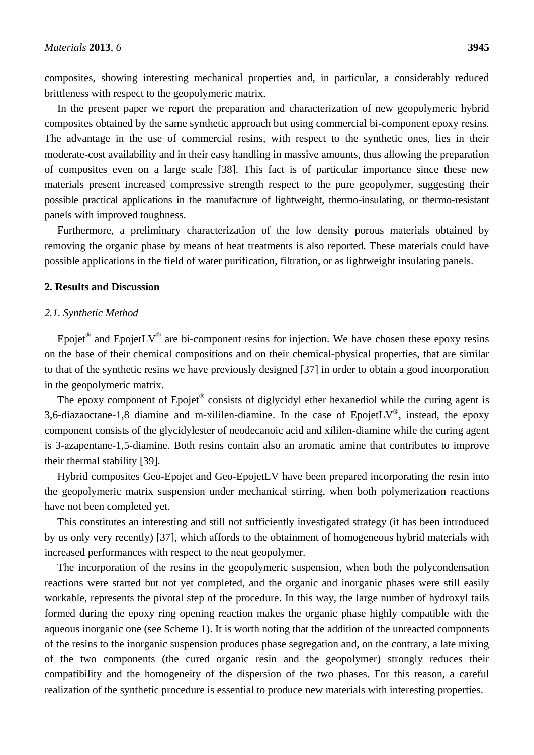composites, showing interesting mechanical properties and, in particular, a considerably reduced brittleness with respect to the geopolymeric matrix.

In the present paper we report the preparation and characterization of new geopolymeric hybrid composites obtained by the same synthetic approach but using commercial bi-component epoxy resins. The advantage in the use of commercial resins, with respect to the synthetic ones, lies in their moderate-cost availability and in their easy handling in massive amounts, thus allowing the preparation of composites even on a large scale [38]. This fact is of particular importance since these new materials present increased compressive strength respect to the pure geopolymer, suggesting their possible practical applications in the manufacture of lightweight, thermo-insulating, or thermo-resistant panels with improved toughness.

Furthermore, a preliminary characterization of the low density porous materials obtained by removing the organic phase by means of heat treatments is also reported. These materials could have possible applications in the field of water purification, filtration, or as lightweight insulating panels.

## 2. Results and Discussion

### *2.1. Synthetic Method*

Epojet® and EpojetLV® are bi-component resins for injection. We have chosen these epoxy resins on the base of their chemical compositions and on their chemical-physical properties, that are similar to that of the synthetic resins we have previously designed [37] in order to obtain a good incorporation in the geopolymeric matrix.

The epoxy component of Epojet® consists of diglycidyl ether hexanediol while the curing agent is 3,6-diazaoctane-1,8 diamine and m-xililen-diamine. In the case of EpojetLV®, instead, the epoxy component consists of the glycidylester of neodecanoic acid and xililen-diamine while the curing agent is 3-azapentane-1,5-diamine. Both resins contain also an aromatic amine that contributes to improve their thermal stability [39].

Hybrid composites Geo-Epojet and Geo-EpojetLV have been prepared incorporating the resin into the geopolymeric matrix suspension under mechanical stirring, when both polymerization reactions have not been completed yet.

This constitutes an interesting and still not sufficiently investigated strategy (it has been introduced by us only very recently) [37], which affords to the obtainment of homogeneous hybrid materials with increased performances with respect to the neat geopolymer.

The incorporation of the resins in the geopolymeric suspension, when both the polycondensation reactions were started but not yet completed, and the organic and inorganic phases were still easily workable, represents the pivotal step of the procedure. In this way, the large number of hydroxyl tails formed during the epoxy ring opening reaction makes the organic phase highly compatible with the aqueous inorganic one (see Scheme 1). It is worth noting that the addition of the unreacted components of the resins to the inorganic suspension produces phase segregation and, on the contrary, a late mixing of the two components (the cured organic resin and the geopolymer) strongly reduces their compatibility and the homogeneity of the dispersion of the two phases. For this reason, a careful realization of the synthetic procedure is essential to produce new materials with interesting properties.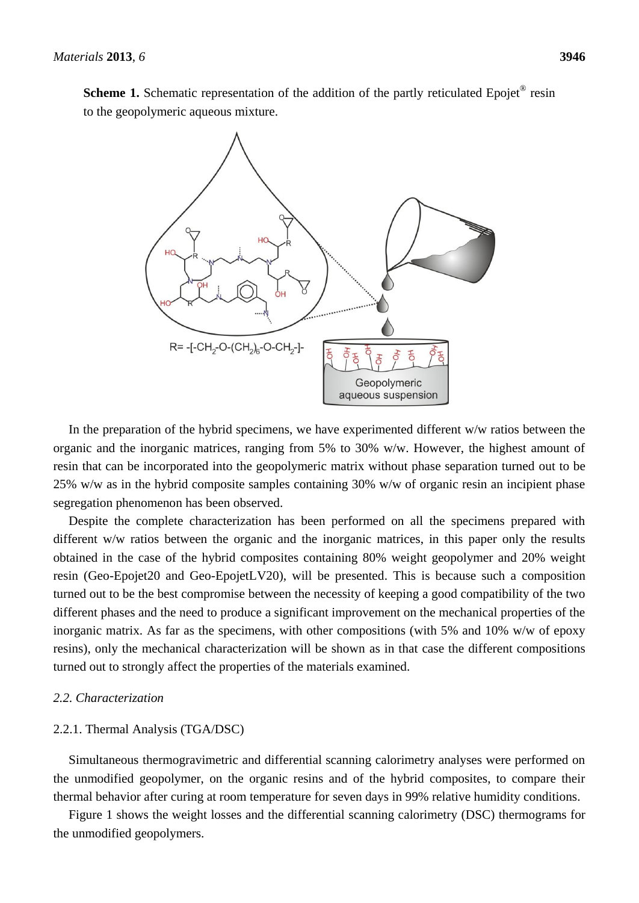**Scheme 1.** Schematic representation of the addition of the partly reticulated Epojet® resin to the geopolymeric aqueous mixture.

In the preparation of the hybrid specimens, we have experimented different w/w ratios between the organic and the inorganic matrices, ranging from 5% to 30% w/w. However, the highest amount of resin that can be incorporated into the geopolymeric matrix without phase separation turned out to be 25% w/w as in the hybrid composite samples containing 30% w/w of organic resin an incipient phase segregation phenomenon has been observed.

Despite the complete characterization has been performed on all the specimens prepared with different w/w ratios between the organic and the inorganic matrices, in this paper only the results obtained in the case of the hybrid composites containing 80% weight geopolymer and 20% weight resin (Geo-Epojet20 and Geo-EpojetLV20), will be presented. This is because such a composition turned out to be the best compromise between the necessity of keeping a good compatibility of the two different phases and the need to produce a significant improvement on the mechanical properties of the inorganic matrix. As far as the specimens, with other compositions (with 5% and 10% w/w of epoxy resins), only the mechanical characterization will be shown as in that case the different compositions turned out to strongly affect the properties of the materials examined.

### *2.2. Characterization*

#### 2.2.1. Thermal Analysis (TGA/DSC)

Simultaneous thermogravimetric and differential scanning calorimetry analyses were performed on the unmodified geopolymer, on the organic resins and of the hybrid composites, to compare their thermal behavior after curing at room temperature for seven days in 99% relative humidity conditions.

Figure 1 shows the weight losses and the differential scanning calorimetry (DSC) thermograms for the unmodified geopolymers.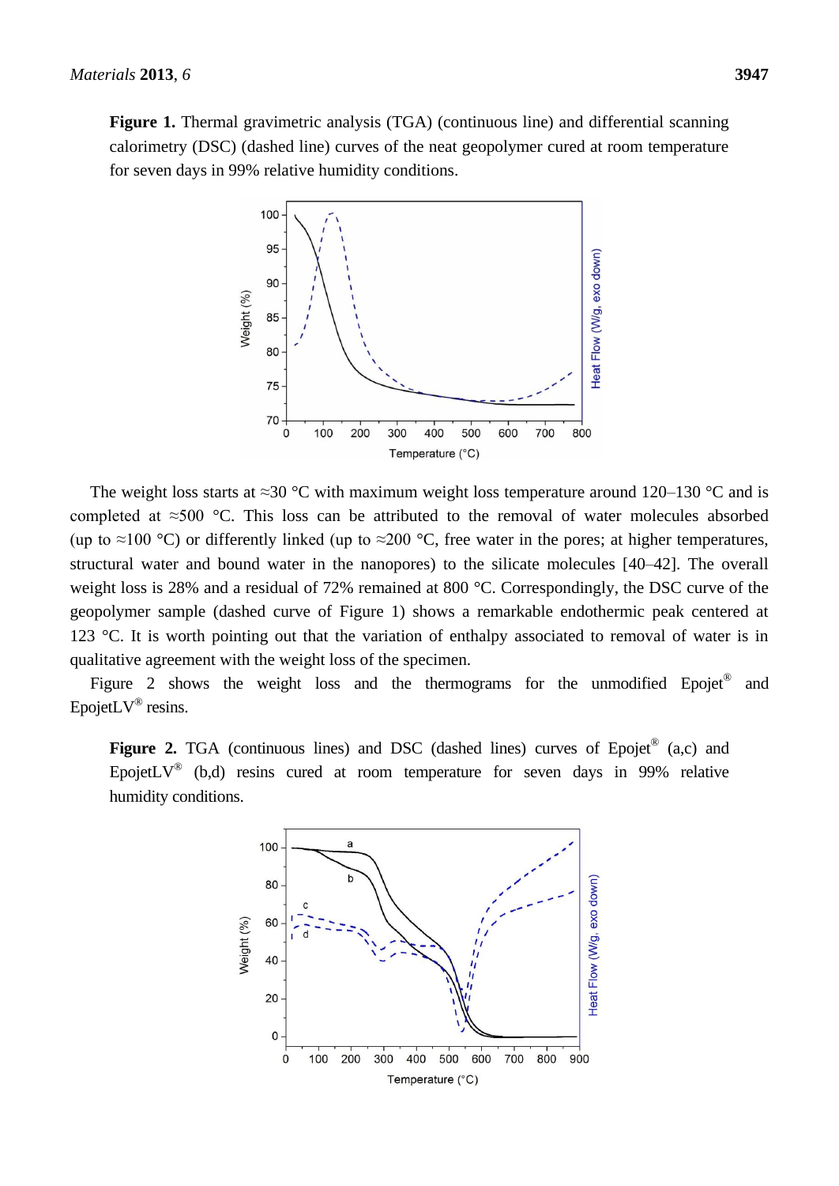**Figure 1.** Thermal gravimetric analysis (TGA) (continuous line) and differential scanning calorimetry (DSC) (dashed line) curves of the neat geopolymer cured at room temperature for seven days in 99% relative humidity conditions.

The weight loss starts at ≈30 °C with maximum weight loss temperature around 120–130 °C and is completed at ≈500 °C. This loss can be attributed to the removal of water molecules absorbed (up to ≈100 °C) or differently linked (up to ≈200 °C, free water in the pores; at higher temperatures, structural water and bound water in the nanopores) to the silicate molecules [40–42]. The overall weight loss is 28% and a residual of 72% remained at 800 °C. Correspondingly, the DSC curve of the geopolymer sample (dashed curve of Figure 1) shows a remarkable endothermic peak centered at 123 °C. It is worth pointing out that the variation of enthalpy associated to removal of water is in qualitative agreement with the weight loss of the specimen.

Figure 2 shows the weight loss and the thermograms for the unmodified Epojet® and EpojetLV® resins.

**Figure 2.** TGA (continuous lines) and DSC (dashed lines) curves of Epojet® (a,c) and EpojetLV® (b,d) resins cured at room temperature for seven days in 99% relative humidity conditions.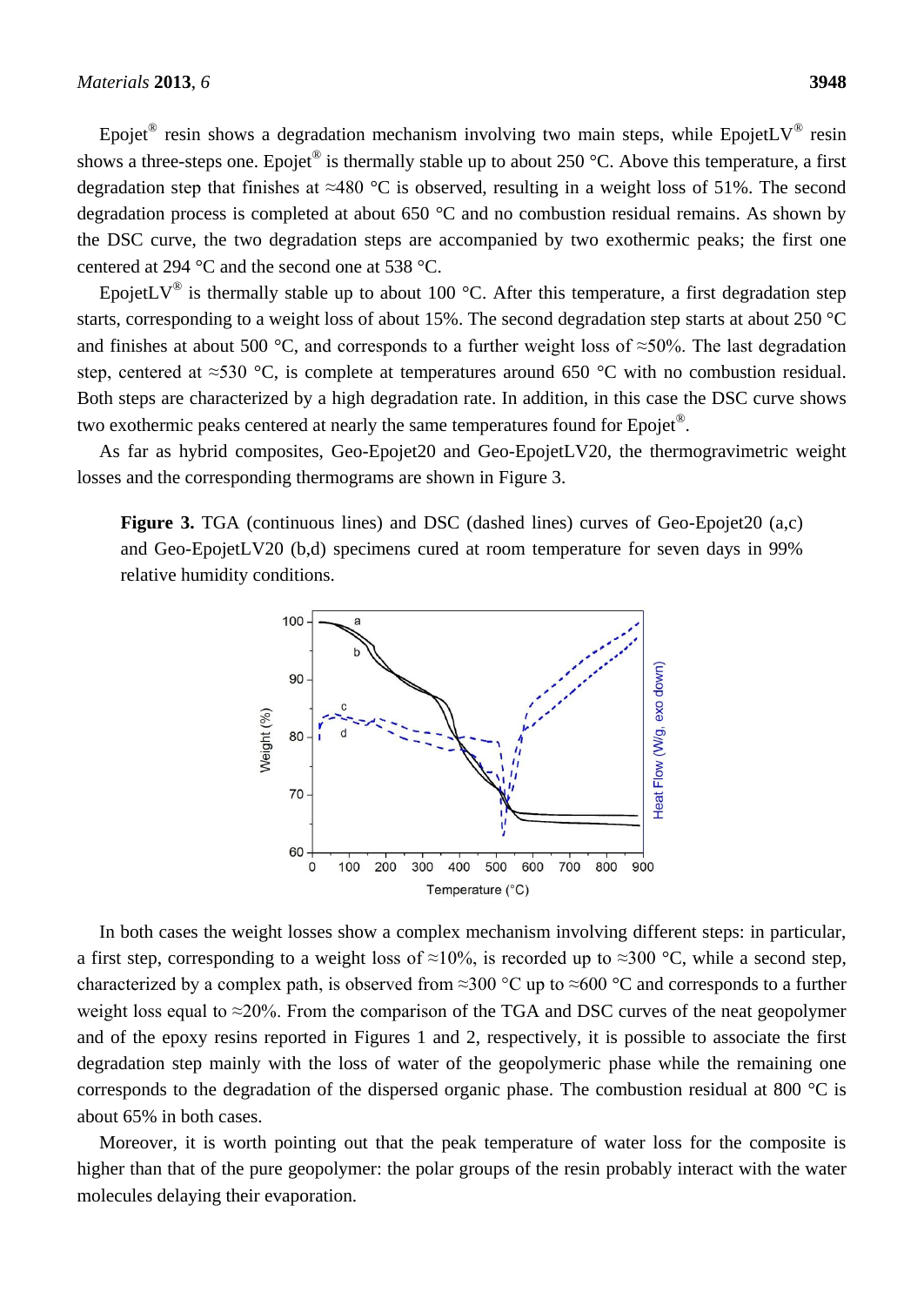Epojet® resin shows a degradation mechanism involving two main steps, while EpojetLV® resin shows a three-steps one. Epojet® is thermally stable up to about 250 °C. Above this temperature, a first degradation step that finishes at ≈480 °C is observed, resulting in a weight loss of 51%. The second degradation process is completed at about 650 °C and no combustion residual remains. As shown by the DSC curve, the two degradation steps are accompanied by two exothermic peaks; the first one centered at 294 °C and the second one at 538 °C.

EpojetLV® is thermally stable up to about 100 °C. After this temperature, a first degradation step starts, corresponding to a weight loss of about 15%. The second degradation step starts at about 250 °C and finishes at about 500 °C, and corresponds to a further weight loss of ≈50%. The last degradation step, centered at ≈530 °C, is complete at temperatures around 650 °C with no combustion residual. Both steps are characterized by a high degradation rate. In addition, in this case the DSC curve shows two exothermic peaks centered at nearly the same temperatures found for Epojet®.

As far as hybrid composites, Geo-Epojet20 and Geo-EpojetLV20, the thermogravimetric weight losses and the corresponding thermograms are shown in Figure 3.

**Figure 3.** TGA (continuous lines) and DSC (dashed lines) curves of Geo-Epojet20 (a,c) and Geo-EpojetLV20 (b,d) specimens cured at room temperature for seven days in 99% relative humidity conditions.

In both cases the weight losses show a complex mechanism involving different steps: in particular, a first step, corresponding to a weight loss of ≈10%, is recorded up to ≈300 °C, while a second step, characterized by a complex path, is observed from ≈300 °C up to ≈600 °C and corresponds to a further weight loss equal to ≈20%. From the comparison of the TGA and DSC curves of the neat geopolymer and of the epoxy resins reported in Figures 1 and 2, respectively, it is possible to associate the first degradation step mainly with the loss of water of the geopolymeric phase while the remaining one corresponds to the degradation of the dispersed organic phase. The combustion residual at 800 °C is about 65% in both cases.

Moreover, it is worth pointing out that the peak temperature of water loss for the composite is higher than that of the pure geopolymer: the polar groups of the resin probably interact with the water molecules delaying their evaporation.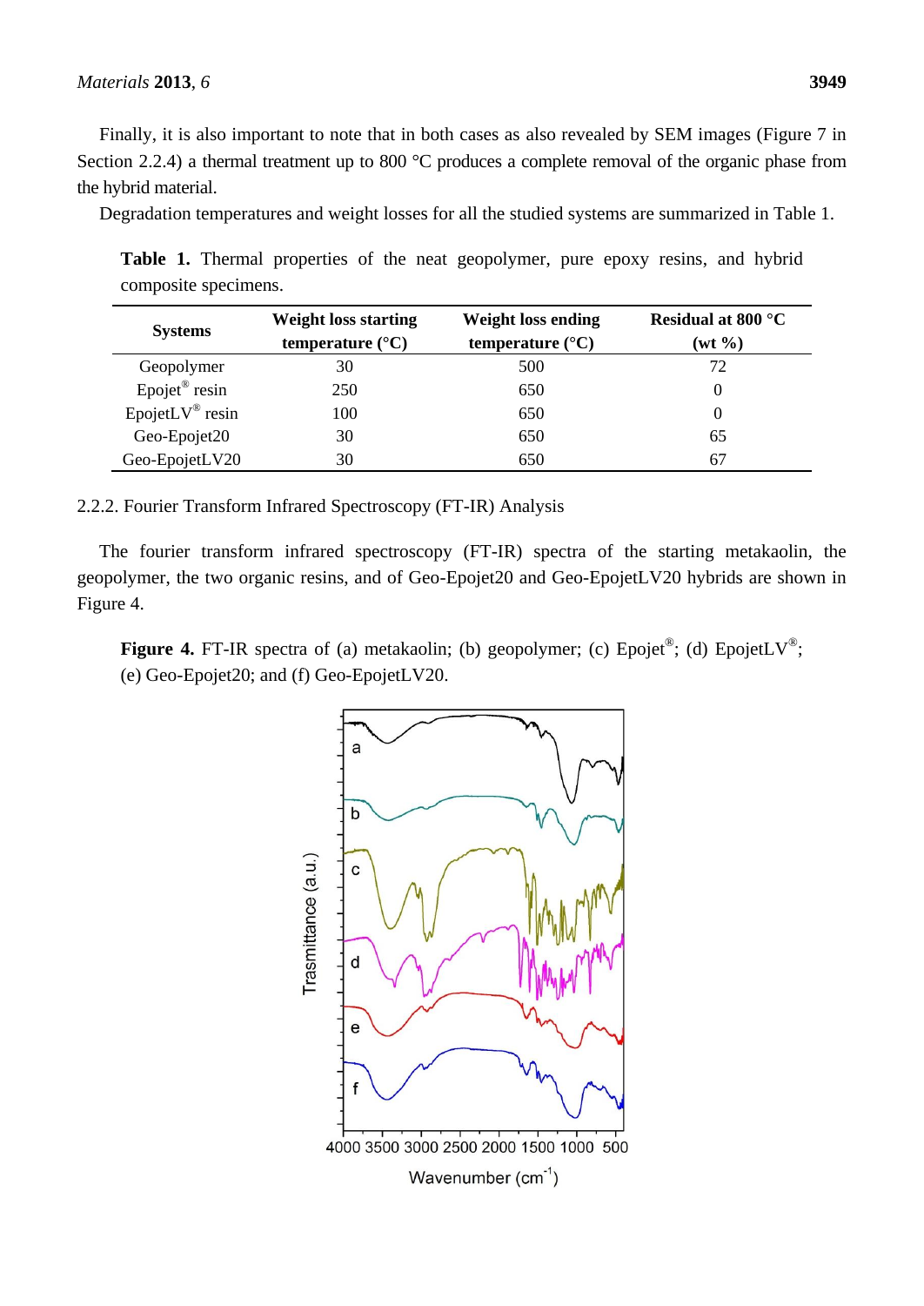Finally, it is also important to note that in both cases as also revealed by SEM images (Figure 7 in Section 2.2.4) a thermal treatment up to 800 °C produces a complete removal of the organic phase from the hybrid material.

Degradation temperatures and weight losses for all the studied systems are summarized in Table 1.

**Table 1.** Thermal properties of the neat geopolymer, pure epoxy resins, and hybrid composite specimens.

| Systems | Weight loss starting temperature (°C) | Weight loss ending temperature (°C) | Residual at 800 °C (wt %) |
|---|---|---|---|
| Geopolymer | 30 | 500 | 72 |
| Epojet® resin | 250 | 650 | 0 |
| EpojetLV® resin | 100 | 650 | 0 |
| Geo-Epojet20 | 30 | 650 | 65 |
| Geo-EpojetLV20 | 30 | 650 | 67 |

### 2.2.2. Fourier Transform Infrared Spectroscopy (FT-IR) Analysis

The fourier transform infrared spectroscopy (FT-IR) spectra of the starting metakaolin, the geopolymer, the two organic resins, and of Geo-Epojet20 and Geo-EpojetLV20 hybrids are shown in Figure 4.

**Figure 4.** FT-IR spectra of (a) metakaolin; (b) geopolymer; (c) Epojet®; (d) EpojetLV®; (e) Geo-Epojet20; and (f) Geo-EpojetLV20.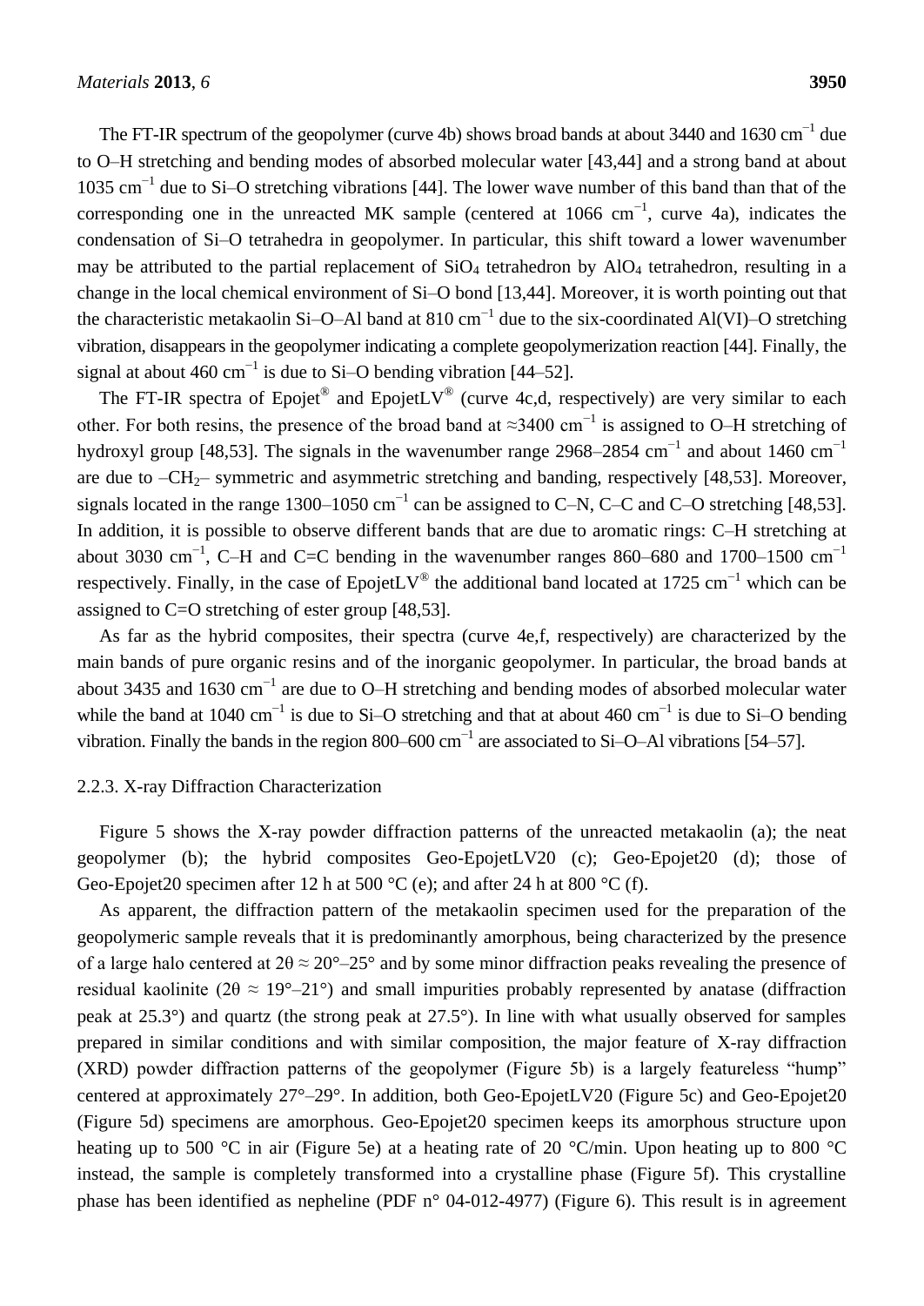The FT-IR spectrum of the geopolymer (curve 4b) shows broad bands at about 3440 and 1630 $cm^{-1}$ due to O–H stretching and bending modes of absorbed molecular water [43,44] and a strong band at about 1035 $cm^{-1}$ due to Si–O stretching vibrations [44]. The lower wave number of this band than that of the corresponding one in the unreacted MK sample (centered at 1066 $cm^{-1}$, curve 4a), indicates the condensation of Si–O tetrahedra in geopolymer. In particular, this shift toward a lower wavenumber may be attributed to the partial replacement of $SiO_4$ tetrahedron by $AlO_4$ tetrahedron, resulting in a change in the local chemical environment of Si–O bond [13,44]. Moreover, it is worth pointing out that the characteristic metakaolin Si–O–Al band at 810 $cm^{-1}$ due to the six-coordinated Al(VI)–O stretching vibration, disappears in the geopolymer indicating a complete geopolymerization reaction [44]. Finally, the signal at about 460 $cm^{-1}$ is due to Si–O bending vibration [44–52].

The FT-IR spectra of Epojet® and EpojetLV® (curve 4c,d, respectively) are very similar to each other. For both resins, the presence of the broad band at ≈3400 $cm^{-1}$ is assigned to O–H stretching of hydroxyl group [48,53]. The signals in the wavenumber range 2968–2854 $cm^{-1}$ and about 1460 $cm^{-1}$ are due to $–CH_2–$ symmetric and asymmetric stretching and banding, respectively [48,53]. Moreover, signals located in the range 1300–1050 $cm^{-1}$ can be assigned to C–N, C–C and C–O stretching [48,53]. In addition, it is possible to observe different bands that are due to aromatic rings: C–H stretching at about 3030 $cm^{-1}$, C–H and C=C bending in the wavenumber ranges 860–680 and 1700–1500 $cm^{-1}$ respectively. Finally, in the case of EpojetLV® the additional band located at 1725 $cm^{-1}$ which can be assigned to C=O stretching of ester group [48,53].

As far as the hybrid composites, their spectra (curve 4e,f, respectively) are characterized by the main bands of pure organic resins and of the inorganic geopolymer. In particular, the broad bands at about 3435 and 1630 $cm^{-1}$ are due to O–H stretching and bending modes of absorbed molecular water while the band at 1040 $cm^{-1}$ is due to Si–O stretching and that at about 460 $cm^{-1}$ is due to Si–O bending vibration. Finally the bands in the region 800–600 $cm^{-1}$ are associated to Si–O–Al vibrations [54–57].

### 2.2.3. X-ray Diffraction Characterization

Figure 5 shows the X-ray powder diffraction patterns of the unreacted metakaolin (a); the neat geopolymer (b); the hybrid composites Geo-EpojetLV20 (c); Geo-Epojet20 (d); those of Geo-Epojet20 specimen after 12 h at 500 °C (e); and after 24 h at 800 °C (f).

As apparent, the diffraction pattern of the metakaolin specimen used for the preparation of the geopolymeric sample reveals that it is predominantly amorphous, being characterized by the presence of a large halo centered at $2\theta \approx 20°–25°$ and by some minor diffraction peaks revealing the presence of residual kaolinite ($2\theta \approx 19°–21°$) and small impurities probably represented by anatase (diffraction peak at 25.3°) and quartz (the strong peak at 27.5°). In line with what usually observed for samples prepared in similar conditions and with similar composition, the major feature of X-ray diffraction (XRD) powder diffraction patterns of the geopolymer (Figure 5b) is a largely featureless "hump" centered at approximately 27°–29°. In addition, both Geo-EpojetLV20 (Figure 5c) and Geo-Epojet20 (Figure 5d) specimens are amorphous. Geo-Epojet20 specimen keeps its amorphous structure upon heating up to 500 °C in air (Figure 5e) at a heating rate of 20 °C/min. Upon heating up to 800 °C instead, the sample is completely transformed into a crystalline phase (Figure 5f). This crystalline phase has been identified as nepheline (PDF n° 04-012-4977) (Figure 6). This result is in agreement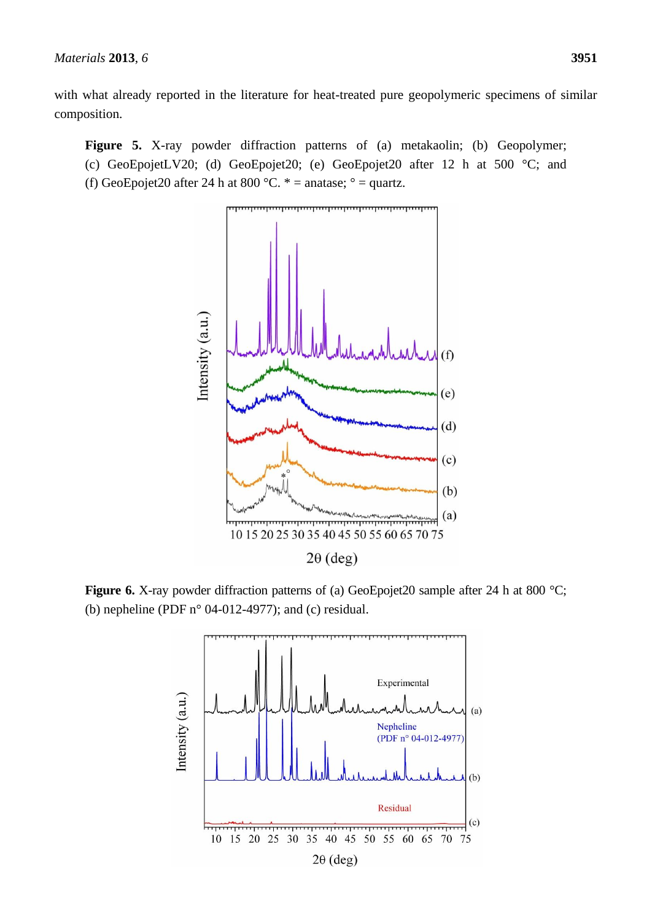with what already reported in the literature for heat-treated pure geopolymeric specimens of similar composition.

**Figure 5.** X-ray powder diffraction patterns of (a) metakaolin; (b) Geopolymer; (c) GeoEpojetLV20; (d) GeoEpojet20; (e) GeoEpojet20 after 12 h at 500 °C; and (f) GeoEpojet20 after 24 h at 800 °C. * = anatase; ° = quartz.

**Figure 6.** X-ray powder diffraction patterns of (a) GeoEpojet20 sample after 24 h at 800 °C; (b) nepheline (PDF n° 04-012-4977); and (c) residual.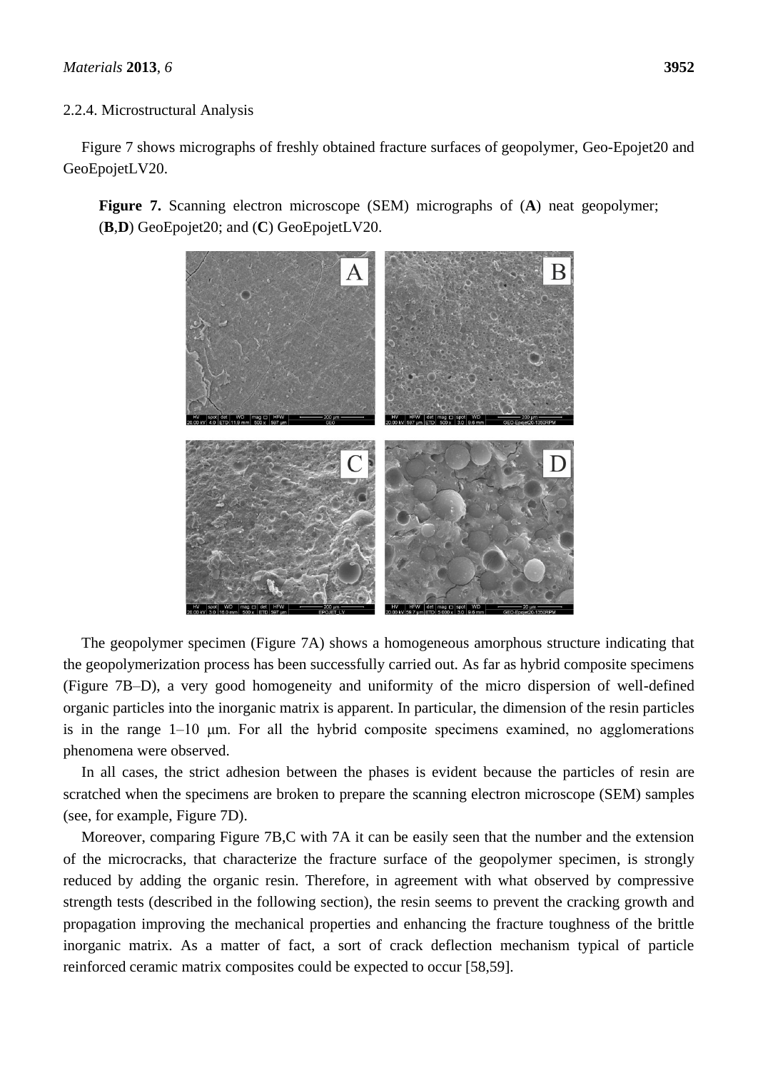### 2.2.4. Microstructural Analysis

Figure 7 shows micrographs of freshly obtained fracture surfaces of geopolymer, Geo-Epojet20 and GeoEpojetLV20.

**Figure 7.** Scanning electron microscope (SEM) micrographs of (**A**) neat geopolymer; (**B**,**D**) GeoEpojet20; and (**C**) GeoEpojetLV20.

The geopolymer specimen (Figure 7A) shows a homogeneous amorphous structure indicating that the geopolymerization process has been successfully carried out. As far as hybrid composite specimens (Figure 7B–D), a very good homogeneity and uniformity of the micro dispersion of well-defined organic particles into the inorganic matrix is apparent. In particular, the dimension of the resin particles is in the range 1–10 μm. For all the hybrid composite specimens examined, no agglomerations phenomena were observed.

In all cases, the strict adhesion between the phases is evident because the particles of resin are scratched when the specimens are broken to prepare the scanning electron microscope (SEM) samples (see, for example, Figure 7D).

Moreover, comparing Figure 7B,C with 7A it can be easily seen that the number and the extension of the microcracks, that characterize the fracture surface of the geopolymer specimen, is strongly reduced by adding the organic resin. Therefore, in agreement with what observed by compressive strength tests (described in the following section), the resin seems to prevent the cracking growth and propagation improving the mechanical properties and enhancing the fracture toughness of the brittle inorganic matrix. As a matter of fact, a sort of crack deflection mechanism typical of particle reinforced ceramic matrix composites could be expected to occur [58,59].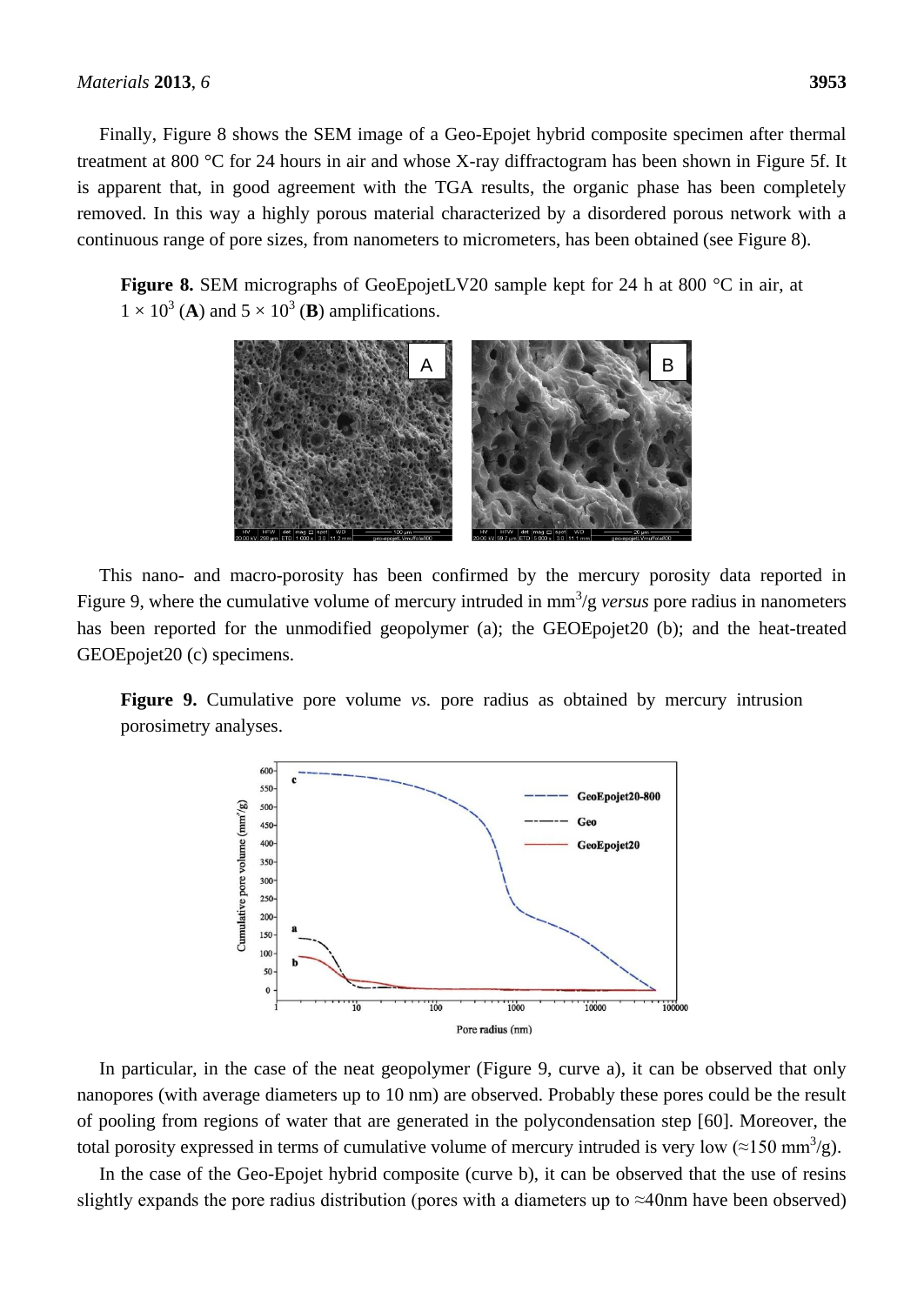Finally, Figure 8 shows the SEM image of a Geo-Epojet hybrid composite specimen after thermal treatment at 800 °C for 24 hours in air and whose X-ray diffractogram has been shown in Figure 5f. It is apparent that, in good agreement with the TGA results, the organic phase has been completely removed. In this way a highly porous material characterized by a disordered porous network with a continuous range of pore sizes, from nanometers to micrometers, has been obtained (see Figure 8).

**Figure 8.** SEM micrographs of GeoEpojetLV20 sample kept for 24 h at 800 °C in air, at $1 \times 10^3$ (**A**) and $5 \times 10^3$ (**B**) amplifications.

This nano- and macro-porosity has been confirmed by the mercury porosity data reported in Figure 9, where the cumulative volume of mercury intruded in $mm^3/g$ *versus* pore radius in nanometers has been reported for the unmodified geopolymer (a); the GEOEpojet20 (b); and the heat-treated GEOEpojet20 (c) specimens.

**Figure 9.** Cumulative pore volume *vs.* pore radius as obtained by mercury intrusion porosimetry analyses.

In particular, in the case of the neat geopolymer (Figure 9, curve a), it can be observed that only nanopores (with average diameters up to 10 nm) are observed. Probably these pores could be the result of pooling from regions of water that are generated in the polycondensation step [60]. Moreover, the total porosity expressed in terms of cumulative volume of mercury intruded is very low (≈150 $mm^3/g$).

In the case of the Geo-Epojet hybrid composite (curve b), it can be observed that the use of resins slightly expands the pore radius distribution (pores with a diameters up to ≈40nm have been observed)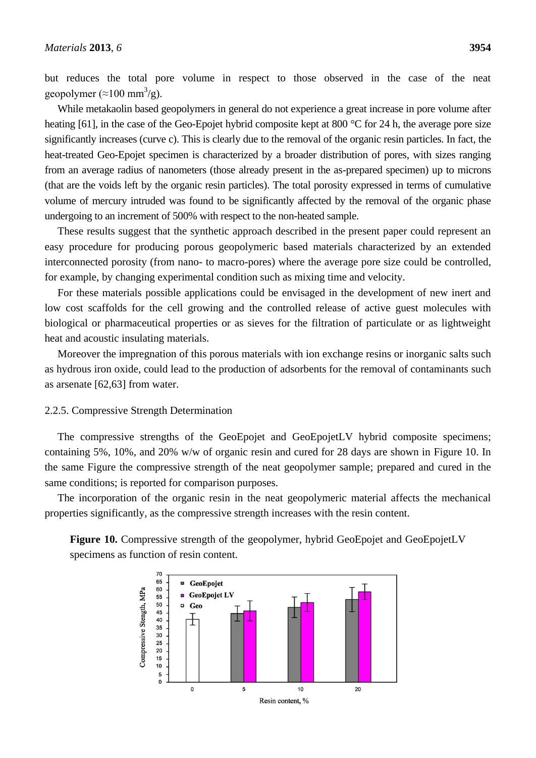but reduces the total pore volume in respect to those observed in the case of the neat geopolymer (≈100 $mm^3/g$).

While metakaolin based geopolymers in general do not experience a great increase in pore volume after heating [61], in the case of the Geo-Epojet hybrid composite kept at 800 °C for 24 h, the average pore size significantly increases (curve c). This is clearly due to the removal of the organic resin particles. In fact, the heat-treated Geo-Epojet specimen is characterized by a broader distribution of pores, with sizes ranging from an average radius of nanometers (those already present in the as-prepared specimen) up to microns (that are the voids left by the organic resin particles). The total porosity expressed in terms of cumulative volume of mercury intruded was found to be significantly affected by the removal of the organic phase undergoing to an increment of 500% with respect to the non-heated sample.

These results suggest that the synthetic approach described in the present paper could represent an easy procedure for producing porous geopolymeric based materials characterized by an extended interconnected porosity (from nano- to macro-pores) where the average pore size could be controlled, for example, by changing experimental condition such as mixing time and velocity.

For these materials possible applications could be envisaged in the development of new inert and low cost scaffolds for the cell growing and the controlled release of active guest molecules with biological or pharmaceutical properties or as sieves for the filtration of particulate or as lightweight heat and acoustic insulating materials.

Moreover the impregnation of this porous materials with ion exchange resins or inorganic salts such as hydrous iron oxide, could lead to the production of adsorbents for the removal of contaminants such as arsenate [62,63] from water.

### 2.2.5. Compressive Strength Determination

The compressive strengths of the GeoEpojet and GeoEpojetLV hybrid composite specimens; containing 5%, 10%, and 20% w/w of organic resin and cured for 28 days are shown in Figure 10. In the same Figure the compressive strength of the neat geopolymer sample; prepared and cured in the same conditions; is reported for comparison purposes.

The incorporation of the organic resin in the neat geopolymeric material affects the mechanical properties significantly, as the compressive strength increases with the resin content.

**Figure 10.** Compressive strength of the geopolymer, hybrid GeoEpojet and GeoEpojetLV specimens as function of resin content.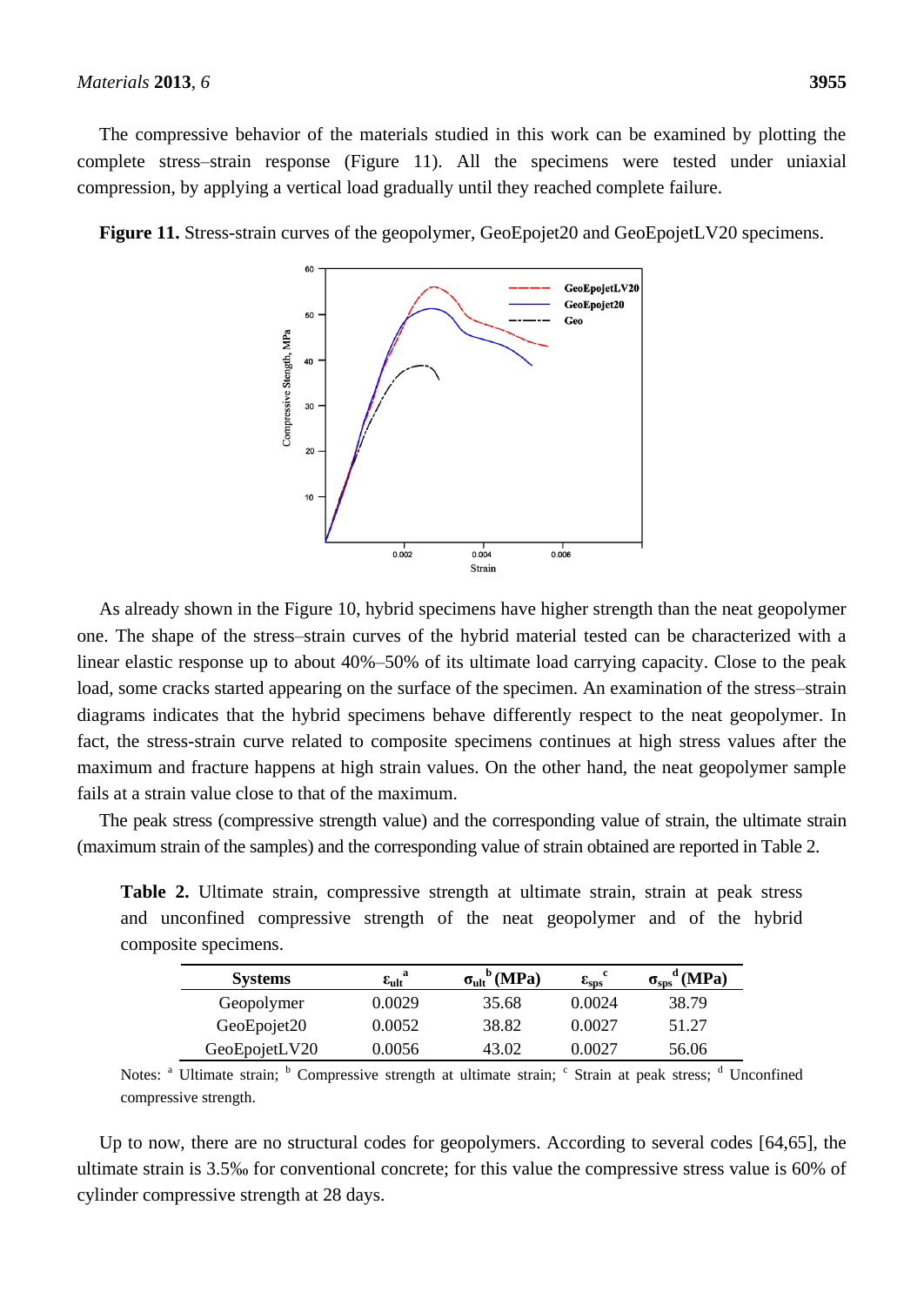The compressive behavior of the materials studied in this work can be examined by plotting the complete stress–strain response (Figure 11). All the specimens were tested under uniaxial compression, by applying a vertical load gradually until they reached complete failure.

**Figure 11.** Stress-strain curves of the geopolymer, GeoEpojet20 and GeoEpojetLV20 specimens.

As already shown in the Figure 10, hybrid specimens have higher strength than the neat geopolymer one. The shape of the stress–strain curves of the hybrid material tested can be characterized with a linear elastic response up to about 40%–50% of its ultimate load carrying capacity. Close to the peak load, some cracks started appearing on the surface of the specimen. An examination of the stress–strain diagrams indicates that the hybrid specimens behave differently respect to the neat geopolymer. In fact, the stress-strain curve related to composite specimens continues at high stress values after the maximum and fracture happens at high strain values. On the other hand, the neat geopolymer sample fails at a strain value close to that of the maximum.

The peak stress (compressive strength value) and the corresponding value of strain, the ultimate strain (maximum strain of the samples) and the corresponding value of strain obtained are reported in Table 2.

**Table 2.** Ultimate strain, compressive strength at ultimate strain, strain at peak stress and unconfined compressive strength of the neat geopolymer and of the hybrid composite specimens.

| Systems | $\varepsilon_{ult}$ [a] | $\sigma_{ult}$ [b] (MPa) | $\varepsilon_{sps}$ [c] | $\sigma_{sps}$ [d] (MPa) |
|---|---|---|---|---|
| Geopolymer | 0.0029 | 35.68 | 0.0024 | 38.79 |
| GeoEpojet20 | 0.0052 | 38.82 | 0.0027 | 51.27 |
| GeoEpojetLV20 | 0.0056 | 43.02 | 0.0027 | 56.06 |

Notes: [a] Ultimate strain; [b] Compressive strength at ultimate strain; [c] Strain at peak stress; [d] Unconfined compressive strength.

Up to now, there are no structural codes for geopolymers. According to several codes [64,65], the ultimate strain is 3.5‰ for conventional concrete; for this value the compressive stress value is 60% of cylinder compressive strength at 28 days.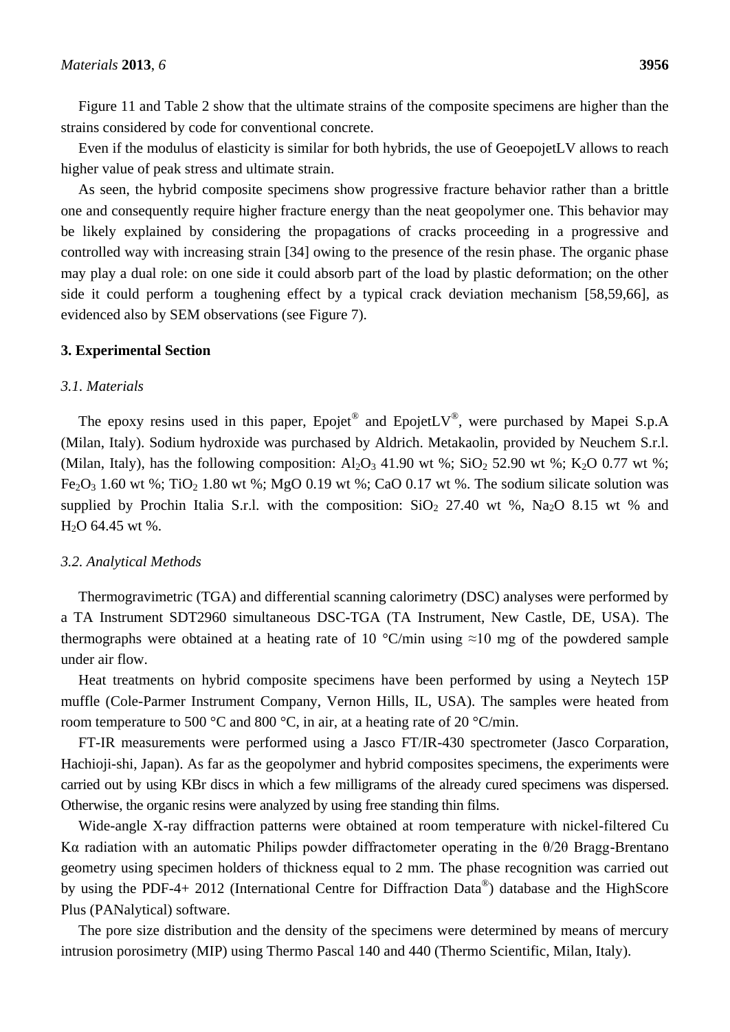Figure 11 and Table 2 show that the ultimate strains of the composite specimens are higher than the strains considered by code for conventional concrete.

Even if the modulus of elasticity is similar for both hybrids, the use of GeoepojetLV allows to reach higher value of peak stress and ultimate strain.

As seen, the hybrid composite specimens show progressive fracture behavior rather than a brittle one and consequently require higher fracture energy than the neat geopolymer one. This behavior may be likely explained by considering the propagations of cracks proceeding in a progressive and controlled way with increasing strain [34] owing to the presence of the resin phase. The organic phase may play a dual role: on one side it could absorb part of the load by plastic deformation; on the other side it could perform a toughening effect by a typical crack deviation mechanism [58,59,66], as evidenced also by SEM observations (see Figure 7).

## 3. Experimental Section

### 3.1. Materials

The epoxy resins used in this paper, Epojet® and EpojetLV®, were purchased by Mapei S.p.A (Milan, Italy). Sodium hydroxide was purchased by Aldrich. Metakaolin, provided by Neuchem S.r.l. (Milan, Italy), has the following composition: $Al_2O_3$ 41.90 wt %; $SiO_2$ 52.90 wt %; $K_2O$ 0.77 wt %; $Fe_2O_3$ 1.60 wt %; $TiO_2$ 1.80 wt %; MgO 0.19 wt %; CaO 0.17 wt %. The sodium silicate solution was supplied by Prochin Italia S.r.l. with the composition: $SiO_2$ 27.40 wt %, $Na_2O$ 8.15 wt % and $H_2O$ 64.45 wt %.

### 3.2. Analytical Methods

Thermogravimetric (TGA) and differential scanning calorimetry (DSC) analyses were performed by a TA Instrument SDT2960 simultaneous DSC-TGA (TA Instrument, New Castle, DE, USA). The thermographs were obtained at a heating rate of 10 °C/min using ≈10 mg of the powdered sample under air flow.

Heat treatments on hybrid composite specimens have been performed by using a Neytech 15P muffle (Cole-Parmer Instrument Company, Vernon Hills, IL, USA). The samples were heated from room temperature to 500 °C and 800 °C, in air, at a heating rate of 20 °C/min.

FT-IR measurements were performed using a Jasco FT/IR-430 spectrometer (Jasco Corparation, Hachioji-shi, Japan). As far as the geopolymer and hybrid composites specimens, the experiments were carried out by using KBr discs in which a few milligrams of the already cured specimens was dispersed. Otherwise, the organic resins were analyzed by using free standing thin films.

Wide-angle X-ray diffraction patterns were obtained at room temperature with nickel-filtered Cu Kα radiation with an automatic Philips powder diffractometer operating in the θ/2θ Bragg-Brentano geometry using specimen holders of thickness equal to 2 mm. The phase recognition was carried out by using the PDF-4+ 2012 (International Centre for Diffraction Data®) database and the HighScore Plus (PANalytical) software.

The pore size distribution and the density of the specimens were determined by means of mercury intrusion porosimetry (MIP) using Thermo Pascal 140 and 440 (Thermo Scientific, Milan, Italy).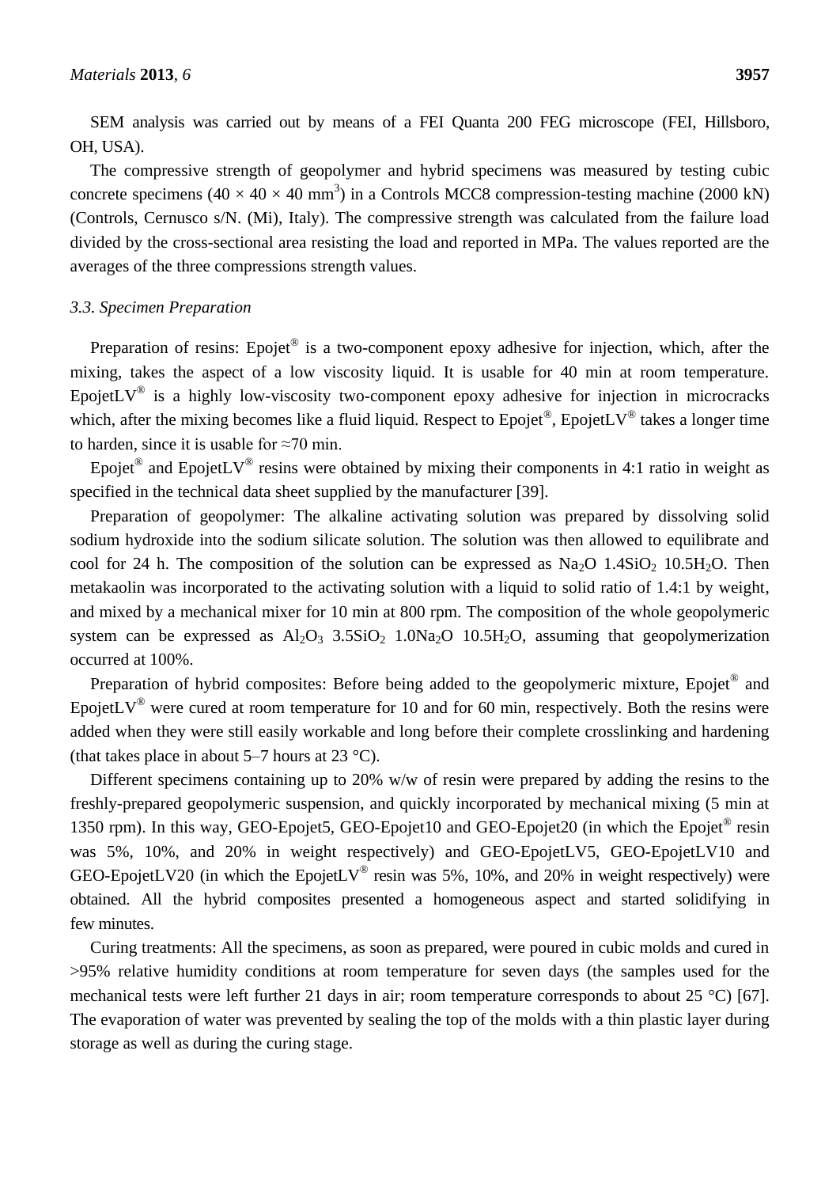SEM analysis was carried out by means of a FEI Quanta 200 FEG microscope (FEI, Hillsboro, OH, USA).

The compressive strength of geopolymer and hybrid specimens was measured by testing cubic concrete specimens ($40 \times 40 \times 40$ mm$^3$) in a Controls MCC8 compression-testing machine (2000 kN) (Controls, Cernusco s/N. (Mi), Italy). The compressive strength was calculated from the failure load divided by the cross-sectional area resisting the load and reported in MPa. The values reported are the averages of the three compressions strength values.

### *3.3. Specimen Preparation*

Preparation of resins: Epojet® is a two-component epoxy adhesive for injection, which, after the mixing, takes the aspect of a low viscosity liquid. It is usable for 40 min at room temperature. EpojetLV® is a highly low-viscosity two-component epoxy adhesive for injection in microcracks which, after the mixing becomes like a fluid liquid. Respect to Epojet®, EpojetLV® takes a longer time to harden, since it is usable for ≈70 min.

Epojet® and EpojetLV® resins were obtained by mixing their components in 4:1 ratio in weight as specified in the technical data sheet supplied by the manufacturer [39].

Preparation of geopolymer: The alkaline activating solution was prepared by dissolving solid sodium hydroxide into the sodium silicate solution. The solution was then allowed to equilibrate and cool for 24 h. The composition of the solution can be expressed as $Na_2O$ $1.4SiO_2$ $10.5H_2O$. Then metakaolin was incorporated to the activating solution with a liquid to solid ratio of 1.4:1 by weight, and mixed by a mechanical mixer for 10 min at 800 rpm. The composition of the whole geopolymeric system can be expressed as $Al_2O_3$ $3.5SiO_2$ $1.0Na_2O$ $10.5H_2O$, assuming that geopolymerization occurred at 100%.

Preparation of hybrid composites: Before being added to the geopolymeric mixture, Epojet® and EpojetLV® were cured at room temperature for 10 and for 60 min, respectively. Both the resins were added when they were still easily workable and long before their complete crosslinking and hardening (that takes place in about 5–7 hours at 23 °C).

Different specimens containing up to 20% w/w of resin were prepared by adding the resins to the freshly-prepared geopolymeric suspension, and quickly incorporated by mechanical mixing (5 min at 1350 rpm). In this way, GEO-Epojet5, GEO-Epojet10 and GEO-Epojet20 (in which the Epojet® resin was 5%, 10%, and 20% in weight respectively) and GEO-EpojetLV5, GEO-EpojetLV10 and GEO-EpojetLV20 (in which the EpojetLV® resin was 5%, 10%, and 20% in weight respectively) were obtained. All the hybrid composites presented a homogeneous aspect and started solidifying in few minutes.

Curing treatments: All the specimens, as soon as prepared, were poured in cubic molds and cured in >95% relative humidity conditions at room temperature for seven days (the samples used for the mechanical tests were left further 21 days in air; room temperature corresponds to about 25 °C) [67]. The evaporation of water was prevented by sealing the top of the molds with a thin plastic layer during storage as well as during the curing stage.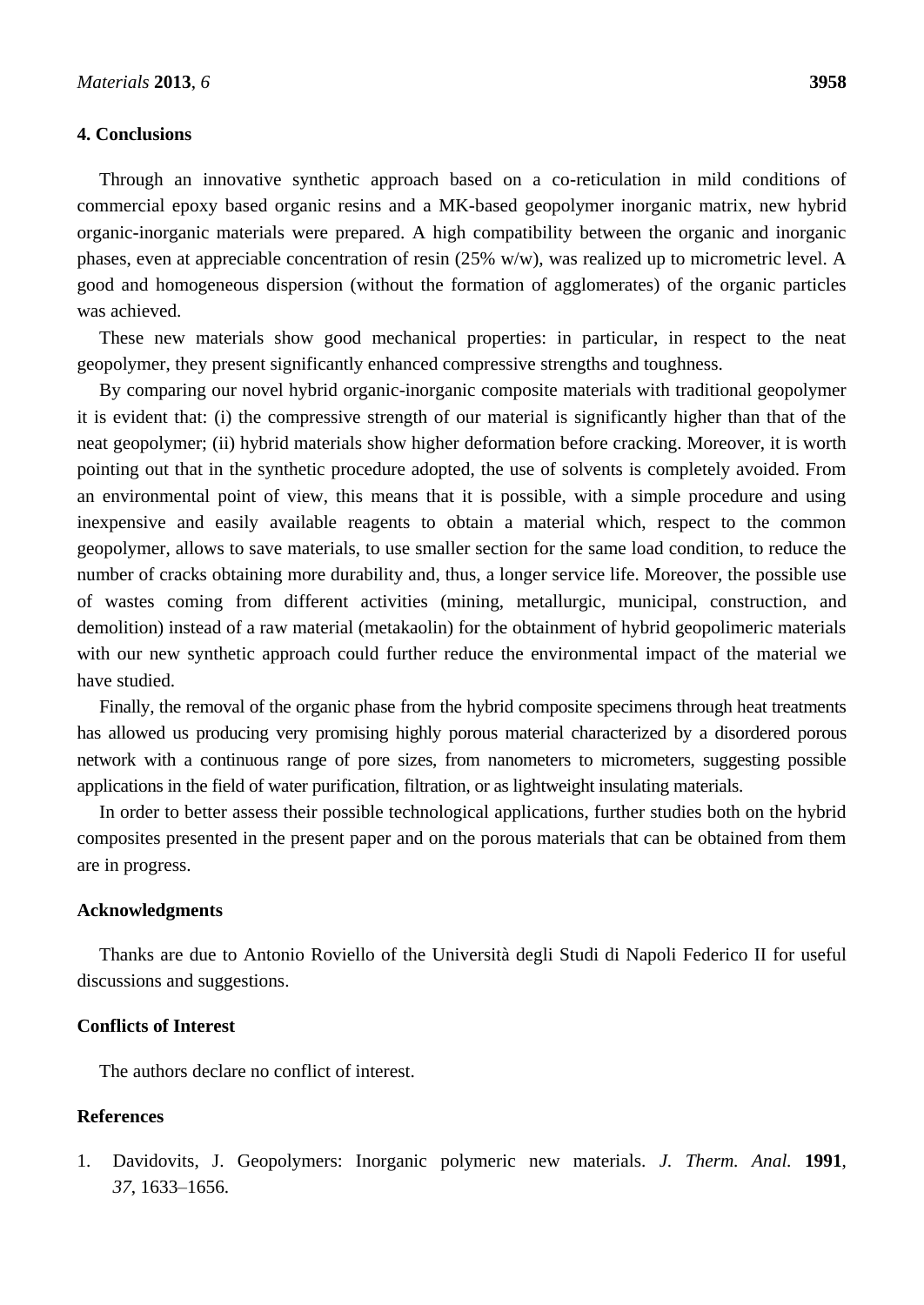## 4. Conclusions

Through an innovative synthetic approach based on a co-reticulation in mild conditions of commercial epoxy based organic resins and a MK-based geopolymer inorganic matrix, new hybrid organic-inorganic materials were prepared. A high compatibility between the organic and inorganic phases, even at appreciable concentration of resin (25% w/w), was realized up to micrometric level. A good and homogeneous dispersion (without the formation of agglomerates) of the organic particles was achieved.

These new materials show good mechanical properties: in particular, in respect to the neat geopolymer, they present significantly enhanced compressive strengths and toughness.

By comparing our novel hybrid organic-inorganic composite materials with traditional geopolymer it is evident that: (i) the compressive strength of our material is significantly higher than that of the neat geopolymer; (ii) hybrid materials show higher deformation before cracking. Moreover, it is worth pointing out that in the synthetic procedure adopted, the use of solvents is completely avoided. From an environmental point of view, this means that it is possible, with a simple procedure and using inexpensive and easily available reagents to obtain a material which, respect to the common geopolymer, allows to save materials, to use smaller section for the same load condition, to reduce the number of cracks obtaining more durability and, thus, a longer service life. Moreover, the possible use of wastes coming from different activities (mining, metallurgic, municipal, construction, and demolition) instead of a raw material (metakaolin) for the obtainment of hybrid geopolimeric materials with our new synthetic approach could further reduce the environmental impact of the material we have studied.

Finally, the removal of the organic phase from the hybrid composite specimens through heat treatments has allowed us producing very promising highly porous material characterized by a disordered porous network with a continuous range of pore sizes, from nanometers to micrometers, suggesting possible applications in the field of water purification, filtration, or as lightweight insulating materials.

In order to better assess their possible technological applications, further studies both on the hybrid composites presented in the present paper and on the porous materials that can be obtained from them are in progress.

## Acknowledgments

Thanks are due to Antonio Roviello of the Università degli Studi di Napoli Federico II for useful discussions and suggestions.

## Conflicts of Interest

The authors declare no conflict of interest.

## References

1. Davidovits, J. Geopolymers: Inorganic polymeric new materials. *J. Therm. Anal.* **1991**, *37*, 1633–1656.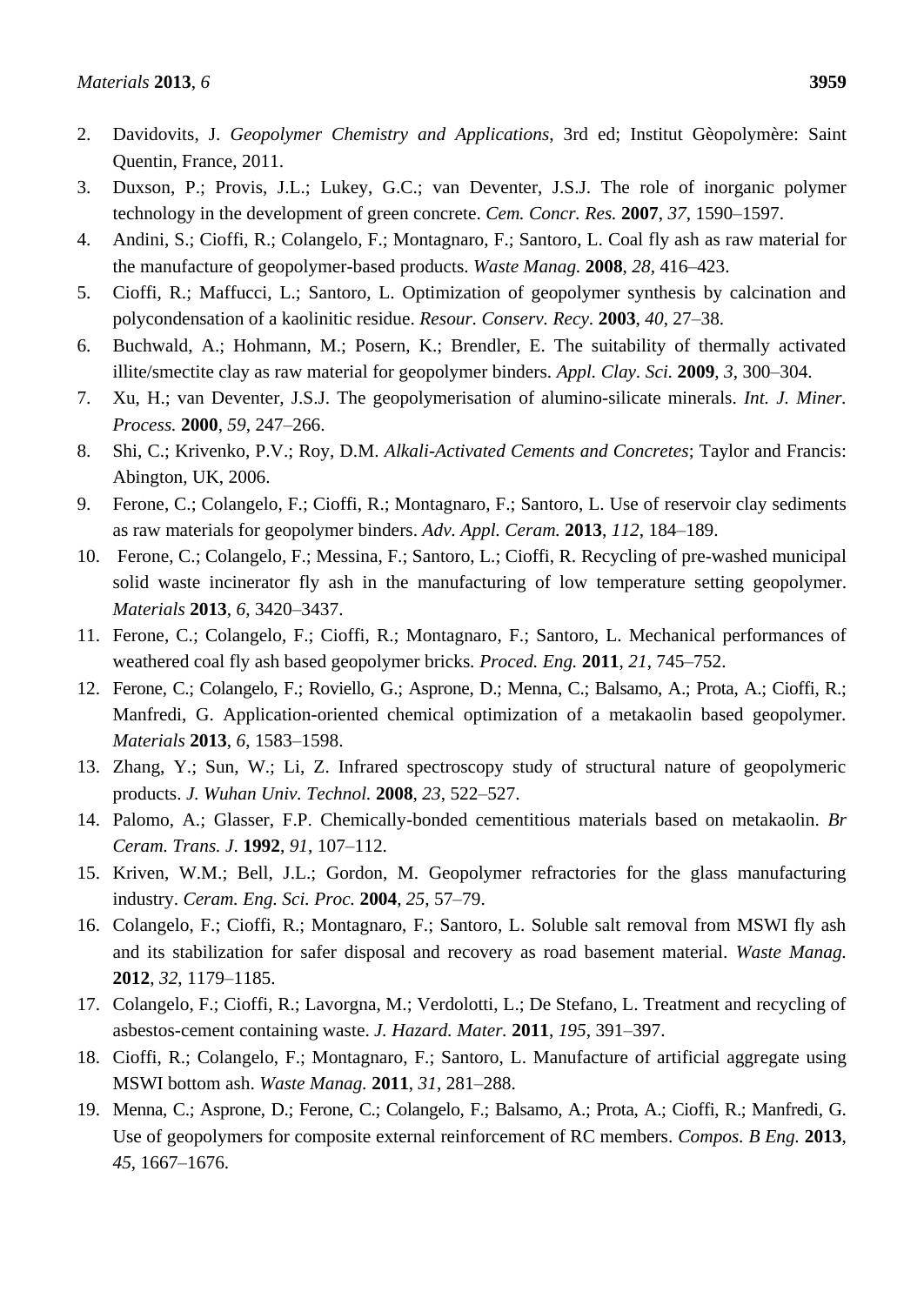2. Davidovits, J. *Geopolymer Chemistry and Applications*, 3rd ed; Institut Gèopolymère: Saint Quentin, France, 2011.
3. Duxson, P.; Provis, J.L.; Lukey, G.C.; van Deventer, J.S.J. The role of inorganic polymer technology in the development of green concrete. *Cem. Concr. Res.* **2007**, *37*, 1590–1597.
4. Andini, S.; Cioffi, R.; Colangelo, F.; Montagnaro, F.; Santoro, L. Coal fly ash as raw material for the manufacture of geopolymer-based products. *Waste Manag.* **2008**, *28*, 416–423.
5. Cioffi, R.; Maffucci, L.; Santoro, L. Optimization of geopolymer synthesis by calcination and polycondensation of a kaolinitic residue. *Resour. Conserv. Recy*. **2003**, *40*, 27–38.
6. Buchwald, A.; Hohmann, M.; Posern, K.; Brendler, E. The suitability of thermally activated illite/smectite clay as raw material for geopolymer binders. *Appl. Clay. Sci.* **2009**, *3*, 300–304.
7. Xu, H.; van Deventer, J.S.J. The geopolymerisation of alumino-silicate minerals. *Int. J. Miner. Process.* **2000**, *59*, 247–266.
8. Shi, C.; Krivenko, P.V.; Roy, D.M. *Alkali-Activated Cements and Concretes*; Taylor and Francis: Abington, UK, 2006.
9. Ferone, C.; Colangelo, F.; Cioffi, R.; Montagnaro, F.; Santoro, L. Use of reservoir clay sediments as raw materials for geopolymer binders. *Adv. Appl. Ceram.* **2013**, *112*, 184–189.
10. Ferone, C.; Colangelo, F.; Messina, F.; Santoro, L.; Cioffi, R. Recycling of pre-washed municipal solid waste incinerator fly ash in the manufacturing of low temperature setting geopolymer. *Materials* **2013**, *6*, 3420–3437.
11. Ferone, C.; Colangelo, F.; Cioffi, R.; Montagnaro, F.; Santoro, L. Mechanical performances of weathered coal fly ash based geopolymer bricks. *Proced. Eng.* **2011**, *21*, 745–752.
12. Ferone, C.; Colangelo, F.; Roviello, G.; Asprone, D.; Menna, C.; Balsamo, A.; Prota, A.; Cioffi, R.; Manfredi, G. Application-oriented chemical optimization of a metakaolin based geopolymer. *Materials* **2013**, *6*, 1583–1598.
13. Zhang, Y.; Sun, W.; Li, Z. Infrared spectroscopy study of structural nature of geopolymeric products. *J. Wuhan Univ. Technol.* **2008**, *23*, 522–527.
14. Palomo, A.; Glasser, F.P. Chemically-bonded cementitious materials based on metakaolin. *Br Ceram. Trans. J*. **1992**, *91*, 107–112.
15. Kriven, W.M.; Bell, J.L.; Gordon, M. Geopolymer refractories for the glass manufacturing industry. *Ceram. Eng. Sci. Proc.* **2004**, *25*, 57–79.
16. Colangelo, F.; Cioffi, R.; Montagnaro, F.; Santoro, L. Soluble salt removal from MSWI fly ash and its stabilization for safer disposal and recovery as road basement material. *Waste Manag.* **2012**, *32*, 1179–1185.
17. Colangelo, F.; Cioffi, R.; Lavorgna, M.; Verdolotti, L.; De Stefano, L. Treatment and recycling of asbestos-cement containing waste. *J. Hazard. Mater.* **2011**, *195*, 391–397.
18. Cioffi, R.; Colangelo, F.; Montagnaro, F.; Santoro, L. Manufacture of artificial aggregate using MSWI bottom ash. *Waste Manag.* **2011**, *31*, 281–288.
19. Menna, C.; Asprone, D.; Ferone, C.; Colangelo, F.; Balsamo, A.; Prota, A.; Cioffi, R.; Manfredi, G. Use of geopolymers for composite external reinforcement of RC members. *Compos. B Eng.* **2013**, *45*, 1667–1676.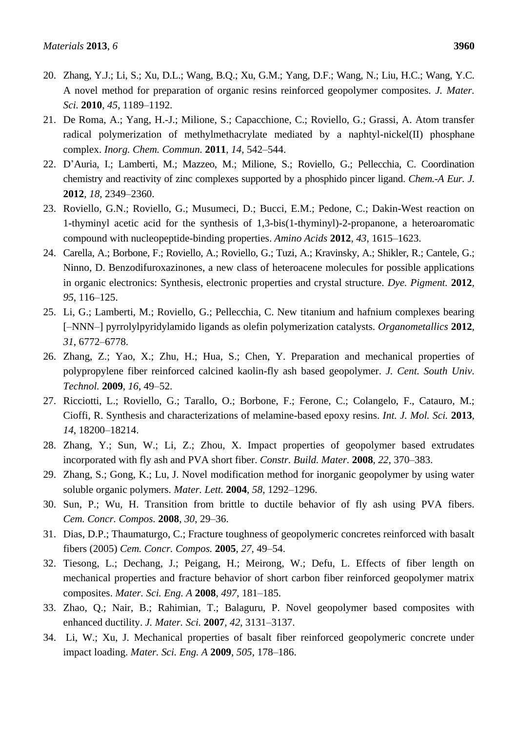20. Zhang, Y.J.; Li, S.; Xu, D.L.; Wang, B.Q.; Xu, G.M.; Yang, D.F.; Wang, N.; Liu, H.C.; Wang, Y.C. A novel method for preparation of organic resins reinforced geopolymer composites. *J. Mater. Sci.* **2010**, *45*, 1189–1192.
21. De Roma, A.; Yang, H.-J.; Milione, S.; Capacchione, C.; Roviello, G.; Grassi, A. Atom transfer radical polymerization of methylmethacrylate mediated by a naphtyl-nickel(II) phosphane complex. *Inorg. Chem. Commun.* **2011**, *14*, 542–544.
22. D'Auria, I.; Lamberti, M.; Mazzeo, M.; Milione, S.; Roviello, G.; Pellecchia, C. Coordination chemistry and reactivity of zinc complexes supported by a phosphido pincer ligand. *Chem.-A Eur. J.* **2012**, *18*, 2349–2360.
23. Roviello, G.N.; Roviello, G.; Musumeci, D.; Bucci, E.M.; Pedone, C.; Dakin-West reaction on 1-thyminyl acetic acid for the synthesis of 1,3-bis(1-thyminyl)-2-propanone, a heteroaromatic compound with nucleopeptide-binding properties. *Amino Acids* **2012**, *43*, 1615–1623.
24. Carella, A.; Borbone, F.; Roviello, A.; Roviello, G.; Tuzi, A.; Kravinsky, A.; Shikler, R.; Cantele, G.; Ninno, D. Benzodifuroxazinones, a new class of heteroacene molecules for possible applications in organic electronics: Synthesis, electronic properties and crystal structure. *Dye. Pigment.* **2012**, *95*, 116–125.
25. Li, G.; Lamberti, M.; Roviello, G.; Pellecchia, C. New titanium and hafnium complexes bearing [–NNN–] pyrrolylpyridylamido ligands as olefin polymerization catalysts. *Organometallics* **2012**, *31*, 6772–6778.
26. Zhang, Z.; Yao, X.; Zhu, H.; Hua, S.; Chen, Y. Preparation and mechanical properties of polypropylene fiber reinforced calcined kaolin-fly ash based geopolymer. *J. Cent. South Univ. Technol.* **2009**, *16*, 49–52.
27. Ricciotti, L.; Roviello, G.; Tarallo, O.; Borbone, F.; Ferone, C.; Colangelo, F., Catauro, M.; Cioffi, R. Synthesis and characterizations of melamine-based epoxy resins. *Int. J. Mol. Sci.* **2013**, *14*, 18200–18214.
28. Zhang, Y.; Sun, W.; Li, Z.; Zhou, X. Impact properties of geopolymer based extrudates incorporated with fly ash and PVA short fiber. *Constr. Build. Mater*. **2008**, *22*, 370–383.
29. Zhang, S.; Gong, K.; Lu, J. Novel modification method for inorganic geopolymer by using water soluble organic polymers. *Mater. Lett.* **2004**, *58*, 1292–1296.
30. Sun, P.; Wu, H. Transition from brittle to ductile behavior of fly ash using PVA fibers. *Cem. Concr. Compos.* **2008**, *30*, 29–36.
31. Dias, D.P.; Thaumaturgo, C.; Fracture toughness of geopolymeric concretes reinforced with basalt fibers (2005) *Cem. Concr. Compos.* **2005**, *27*, 49–54.
32. Tiesong, L.; Dechang, J.; Peigang, H.; Meirong, W.; Defu, L. Effects of fiber length on mechanical properties and fracture behavior of short carbon fiber reinforced geopolymer matrix composites. *Mater. Sci. Eng. A* **2008**, *497*, 181–185.
33. Zhao, Q.; Nair, B.; Rahimian, T.; Balaguru, P. Novel geopolymer based composites with enhanced ductility. *J. Mater. Sci.* **2007**, *42*, 3131–3137.
34. Li, W.; Xu, J. Mechanical properties of basalt fiber reinforced geopolymeric concrete under impact loading. *Mater. Sci. Eng. A* **2009**, *505*, 178–186.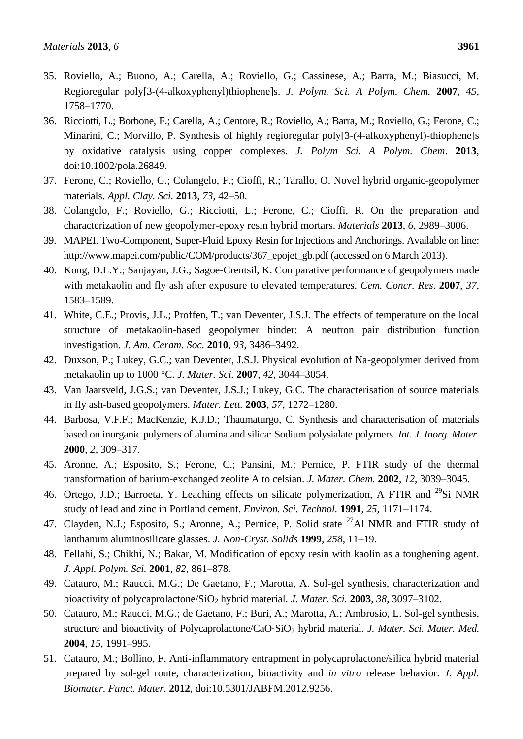35. Roviello, A.; Buono, A.; Carella, A.; Roviello, G.; Cassinese, A.; Barra, M.; Biasucci, M. Regioregular poly[3-(4-alkoxyphenyl)thiophene]s. *J. Polym. Sci. A Polym. Chem.* **2007**, *45*, 1758–1770.
36. Ricciotti, L.; Borbone, F.; Carella, A.; Centore, R.; Roviello, A.; Barra, M.; Roviello, G.; Ferone, C.; Minarini, C.; Morvillo, P. Synthesis of highly regioregular poly[3-(4-alkoxyphenyl)-thiophene]s by oxidative catalysis using copper complexes. *J. Polym Sci. A Polym. Chem*. **2013**, doi:10.1002/pola.26849.
37. Ferone, C.; Roviello, G.; Colangelo, F.; Cioffi, R.; Tarallo, O. Novel hybrid organic-geopolymer materials. *Appl. Clay. Sci.* **2013**, *73*, 42–50.
38. Colangelo, F.; Roviello, G.; Ricciotti, L.; Ferone, C.; Cioffi, R. On the preparation and characterization of new geopolymer-epoxy resin hybrid mortars. *Materials* **2013**, *6*, 2989–3006.
39. MAPEI. Two-Component, Super-Fluid Epoxy Resin for Injections and Anchorings. Available on line: http://www.mapei.com/public/COM/products/367_epojet_gb.pdf (accessed on 6 March 2013).
40. Kong, D.L.Y.; Sanjayan, J.G.; Sagoe-Crentsil, K. Comparative performance of geopolymers made with metakaolin and fly ash after exposure to elevated temperatures. *Cem. Concr. Res*. **2007**, *37*, 1583–1589.
41. White, C.E.; Provis, J.L.; Proffen, T.; van Deventer, J.S.J. The effects of temperature on the local structure of metakaolin-based geopolymer binder: A neutron pair distribution function investigation. *J. Am. Ceram. Soc.* **2010**, *93*, 3486–3492.
42. Duxson, P.; Lukey, G.C.; van Deventer, J.S.J. Physical evolution of Na-geopolymer derived from metakaolin up to 1000 °C. *J. Mater. Sci.* **2007**, *42*, 3044–3054.
43. Van Jaarsveld, J.G.S.; van Deventer, J.S.J.; Lukey, G.C. The characterisation of source materials in fly ash-based geopolymers. *Mater. Lett.* **2003**, *57*, 1272–1280.
44. Barbosa, V.F.F.; MacKenzie, K.J.D.; Thaumaturgo, C. Synthesis and characterisation of materials based on inorganic polymers of alumina and silica: Sodium polysialate polymers. *Int. J. Inorg. Mater.* **2000**, *2*, 309–317.
45. Aronne, A.; Esposito, S.; Ferone, C.; Pansini, M.; Pernice, P. FTIR study of the thermal transformation of barium-exchanged zeolite A to celsian. *J. Mater. Chem.* **2002**, *12*, 3039–3045.
46. Ortego, J.D.; Barroeta, Y. Leaching effects on silicate polymerization, A FTIR and $^{29}$Si NMR study of lead and zinc in Portland cement. *Environ. Sci. Technol.* **1991**, *25*, 1171–1174.
47. Clayden, N.J.; Esposito, S.; Aronne, A.; Pernice, P. Solid state $^{27}$Al NMR and FTIR study of lanthanum aluminosilicate glasses. *J. Non-Cryst. Solids* **1999**, *258*, 11–19.
48. Fellahi, S.; Chikhi, N.; Bakar, M. Modification of epoxy resin with kaolin as a toughening agent. *J. Appl. Polym. Sci.* **2001**, *82*, 861–878.
49. Catauro, M.; Raucci, M.G.; De Gaetano, F.; Marotta, A. Sol-gel synthesis, characterization and bioactivity of polycaprolactone/$SiO_2$ hybrid material. *J. Mater. Sci.* **2003**, *38*, 3097–3102.
50. Catauro, M.; Raucci, M.G.; de Gaetano, F.; Buri, A.; Marotta, A.; Ambrosio, L. Sol-gel synthesis, structure and bioactivity of Polycaprolactone/$CaO{\cdot}SiO_2$ hybrid material. *J. Mater. Sci. Mater. Med.* **2004**, *15*, 1991–995.
51. Catauro, M.; Bollino, F. Anti-inflammatory entrapment in polycaprolactone/silica hybrid material prepared by sol-gel route, characterization, bioactivity and *in vitro* release behavior. *J. Appl. Biomater. Funct. Mater.* **2012**, doi:10.5301/JABFM.2012.9256.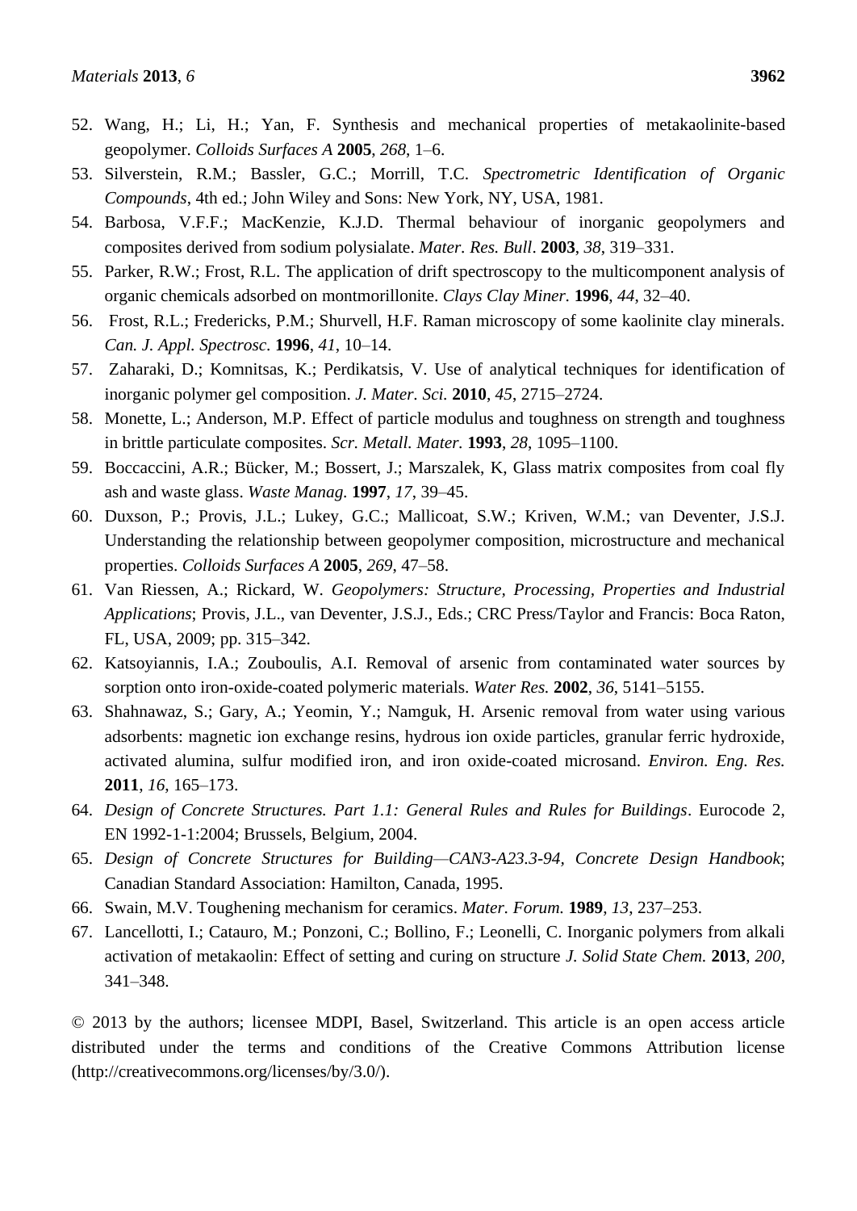52. Wang, H.; Li, H.; Yan, F. Synthesis and mechanical properties of metakaolinite-based geopolymer. *Colloids Surfaces A* **2005**, *268*, 1–6.
53. Silverstein, R.M.; Bassler, G.C.; Morrill, T.C. *Spectrometric Identification of Organic Compounds*, 4th ed.; John Wiley and Sons: New York, NY, USA, 1981.
54. Barbosa, V.F.F.; MacKenzie, K.J.D. Thermal behaviour of inorganic geopolymers and composites derived from sodium polysialate. *Mater. Res. Bull*. **2003**, *38*, 319–331.
55. Parker, R.W.; Frost, R.L. The application of drift spectroscopy to the multicomponent analysis of organic chemicals adsorbed on montmorillonite. *Clays Clay Miner.* **1996**, *44*, 32–40.
56. Frost, R.L.; Fredericks, P.M.; Shurvell, H.F. Raman microscopy of some kaolinite clay minerals. *Can. J. Appl. Spectrosc.* **1996**, *41*, 10–14.
57. Zaharaki, D.; Komnitsas, K.; Perdikatsis, V. Use of analytical techniques for identification of inorganic polymer gel composition. *J. Mater. Sci.* **2010**, *45*, 2715–2724.
58. Monette, L.; Anderson, M.P. Effect of particle modulus and toughness on strength and toughness in brittle particulate composites. *Scr. Metall. Mater.* **1993**, *28*, 1095–1100.
59. Boccaccini, A.R.; Bücker, M.; Bossert, J.; Marszalek, K, Glass matrix composites from coal fly ash and waste glass. *Waste Manag.* **1997**, *17*, 39–45.
60. Duxson, P.; Provis, J.L.; Lukey, G.C.; Mallicoat, S.W.; Kriven, W.M.; van Deventer, J.S.J. Understanding the relationship between geopolymer composition, microstructure and mechanical properties. *Colloids Surfaces A* **2005**, *269*, 47–58.
61. Van Riessen, A.; Rickard, W. *Geopolymers: Structure, Processing, Properties and Industrial Applications*; Provis, J.L., van Deventer, J.S.J., Eds.; CRC Press/Taylor and Francis: Boca Raton, FL, USA, 2009; pp. 315–342.
62. Katsoyiannis, I.A.; Zouboulis, A.I. Removal of arsenic from contaminated water sources by sorption onto iron-oxide-coated polymeric materials. *Water Res.* **2002**, *36*, 5141–5155.
63. Shahnawaz, S.; Gary, A.; Yeomin, Y.; Namguk, H. Arsenic removal from water using various adsorbents: magnetic ion exchange resins, hydrous ion oxide particles, granular ferric hydroxide, activated alumina, sulfur modified iron, and iron oxide-coated microsand. *Environ. Eng. Res.* **2011**, *16*, 165–173.
64. *Design of Concrete Structures. Part 1.1: General Rules and Rules for Buildings*. Eurocode 2, EN 1992-1-1:2004; Brussels, Belgium, 2004.
65. *Design of Concrete Structures for Building—CAN3-A23.3-94, Concrete Design Handbook*; Canadian Standard Association: Hamilton, Canada, 1995.
66. Swain, M.V. Toughening mechanism for ceramics. *Mater. Forum.* **1989**, *13*, 237–253.
67. Lancellotti, I.; Catauro, M.; Ponzoni, C.; Bollino, F.; Leonelli, C. Inorganic polymers from alkali activation of metakaolin: Effect of setting and curing on structure *J. Solid State Chem.* **2013**, *200*, 341–348.

© 2013 by the authors; licensee MDPI, Basel, Switzerland. This article is an open access article distributed under the terms and conditions of the Creative Commons Attribution license (http://creativecommons.org/licenses/by/3.0/).